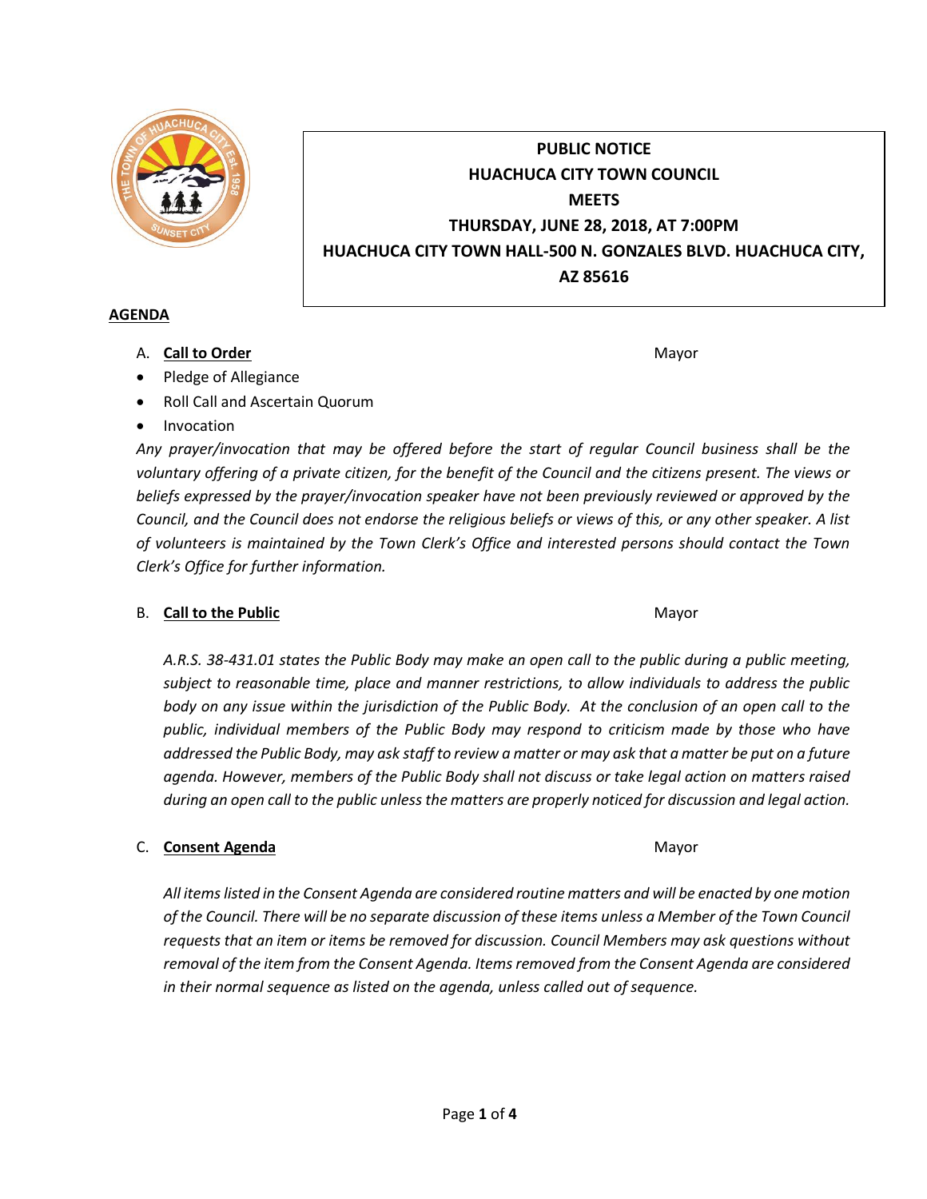**PUBLIC NOTICE**
**HUACHUCA CITY TOWN COUNCIL**
**MEETS**
**THURSDAY, JUNE 28, 2018, AT 7:00PM**
**HUACHUCA CITY TOWN HALL-500 N. GONZALES BLVD. HUACHUCA CITY, AZ 85616**

## AGENDA

A. **Call to Order** — Mayor

- Pledge of Allegiance
- Roll Call and Ascertain Quorum
- Invocation

*Any prayer/invocation that may be offered before the start of regular Council business shall be the voluntary offering of a private citizen, for the benefit of the Council and the citizens present. The views or beliefs expressed by the prayer/invocation speaker have not been previously reviewed or approved by the Council, and the Council does not endorse the religious beliefs or views of this, or any other speaker. A list of volunteers is maintained by the Town Clerk's Office and interested persons should contact the Town Clerk's Office for further information.*

B. **Call to the Public** — Mayor

*A.R.S. 38-431.01 states the Public Body may make an open call to the public during a public meeting, subject to reasonable time, place and manner restrictions, to allow individuals to address the public body on any issue within the jurisdiction of the Public Body. At the conclusion of an open call to the public, individual members of the Public Body may respond to criticism made by those who have addressed the Public Body, may ask staff to review a matter or may ask that a matter be put on a future agenda. However, members of the Public Body shall not discuss or take legal action on matters raised during an open call to the public unless the matters are properly noticed for discussion and legal action.*

C. **Consent Agenda** — Mayor

*All items listed in the Consent Agenda are considered routine matters and will be enacted by one motion of the Council. There will be no separate discussion of these items unless a Member of the Town Council requests that an item or items be removed for discussion. Council Members may ask questions without removal of the item from the Consent Agenda. Items removed from the Consent Agenda are considered in their normal sequence as listed on the agenda, unless called out of sequence.*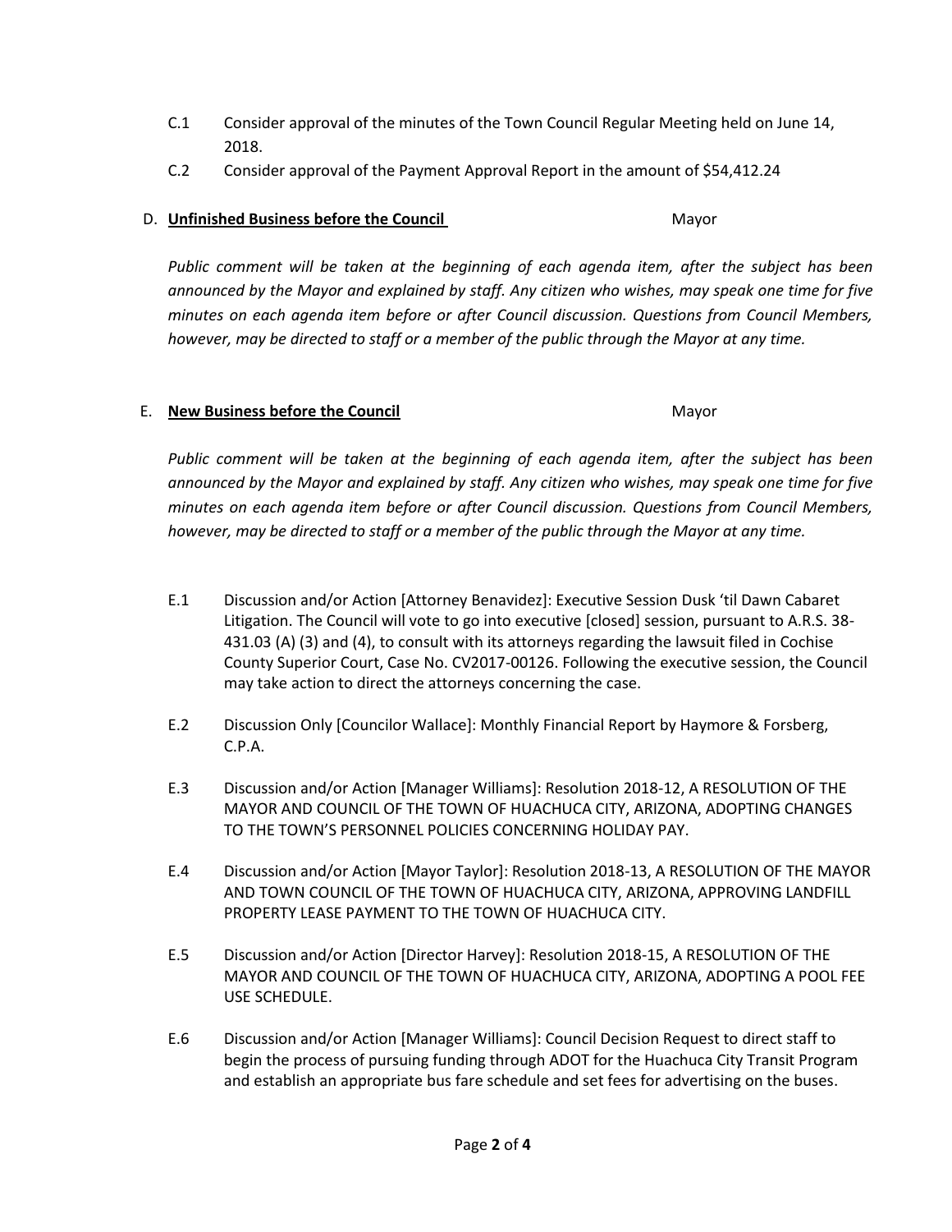C.1 Consider approval of the minutes of the Town Council Regular Meeting held on June 14, 2018.

C.2 Consider approval of the Payment Approval Report in the amount of $54,412.24

## D. **Unfinished Business before the Council** Mayor

*Public comment will be taken at the beginning of each agenda item, after the subject has been announced by the Mayor and explained by staff. Any citizen who wishes, may speak one time for five minutes on each agenda item before or after Council discussion. Questions from Council Members, however, may be directed to staff or a member of the public through the Mayor at any time.*

## E. **New Business before the Council** Mayor

*Public comment will be taken at the beginning of each agenda item, after the subject has been announced by the Mayor and explained by staff. Any citizen who wishes, may speak one time for five minutes on each agenda item before or after Council discussion. Questions from Council Members, however, may be directed to staff or a member of the public through the Mayor at any time.*

E.1 Discussion and/or Action [Attorney Benavidez]: Executive Session Dusk 'til Dawn Cabaret Litigation. The Council will vote to go into executive [closed] session, pursuant to A.R.S. 38-431.03 (A) (3) and (4), to consult with its attorneys regarding the lawsuit filed in Cochise County Superior Court, Case No. CV2017-00126. Following the executive session, the Council may take action to direct the attorneys concerning the case.

E.2 Discussion Only [Councilor Wallace]: Monthly Financial Report by Haymore & Forsberg, C.P.A.

E.3 Discussion and/or Action [Manager Williams]: Resolution 2018-12, A RESOLUTION OF THE MAYOR AND COUNCIL OF THE TOWN OF HUACHUCA CITY, ARIZONA, ADOPTING CHANGES TO THE TOWN'S PERSONNEL POLICIES CONCERNING HOLIDAY PAY.

E.4 Discussion and/or Action [Mayor Taylor]: Resolution 2018-13, A RESOLUTION OF THE MAYOR AND TOWN COUNCIL OF THE TOWN OF HUACHUCA CITY, ARIZONA, APPROVING LANDFILL PROPERTY LEASE PAYMENT TO THE TOWN OF HUACHUCA CITY.

E.5 Discussion and/or Action [Director Harvey]: Resolution 2018-15, A RESOLUTION OF THE MAYOR AND COUNCIL OF THE TOWN OF HUACHUCA CITY, ARIZONA, ADOPTING A POOL FEE USE SCHEDULE.

E.6 Discussion and/or Action [Manager Williams]: Council Decision Request to direct staff to begin the process of pursuing funding through ADOT for the Huachuca City Transit Program and establish an appropriate bus fare schedule and set fees for advertising on the buses.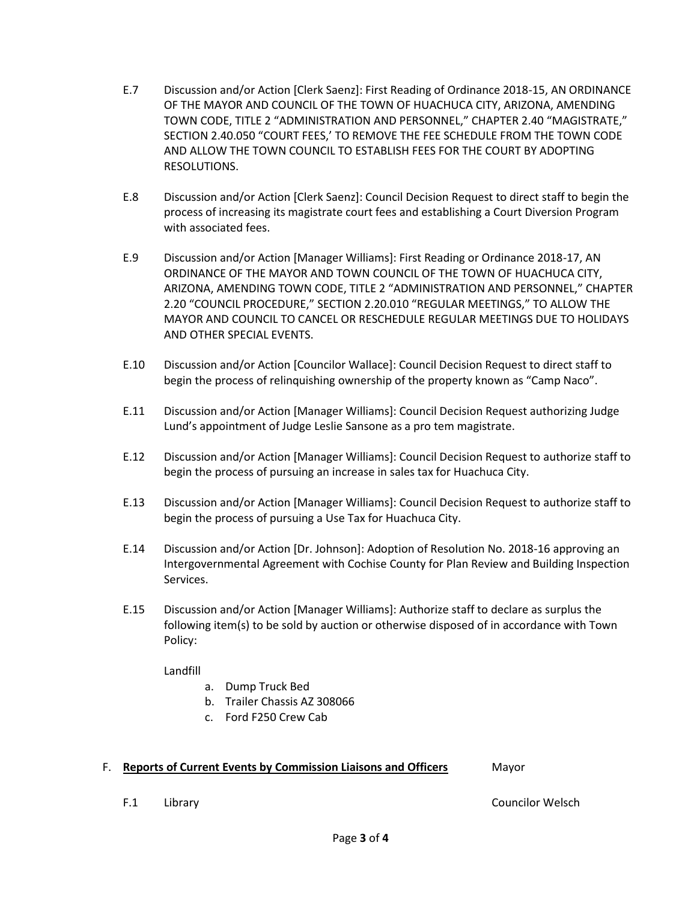E.7 Discussion and/or Action [Clerk Saenz]: First Reading of Ordinance 2018-15, AN ORDINANCE OF THE MAYOR AND COUNCIL OF THE TOWN OF HUACHUCA CITY, ARIZONA, AMENDING TOWN CODE, TITLE 2 "ADMINISTRATION AND PERSONNEL," CHAPTER 2.40 "MAGISTRATE," SECTION 2.40.050 "COURT FEES,' TO REMOVE THE FEE SCHEDULE FROM THE TOWN CODE AND ALLOW THE TOWN COUNCIL TO ESTABLISH FEES FOR THE COURT BY ADOPTING RESOLUTIONS.

E.8 Discussion and/or Action [Clerk Saenz]: Council Decision Request to direct staff to begin the process of increasing its magistrate court fees and establishing a Court Diversion Program with associated fees.

E.9 Discussion and/or Action [Manager Williams]: First Reading or Ordinance 2018-17, AN ORDINANCE OF THE MAYOR AND TOWN COUNCIL OF THE TOWN OF HUACHUCA CITY, ARIZONA, AMENDING TOWN CODE, TITLE 2 "ADMINISTRATION AND PERSONNEL," CHAPTER 2.20 "COUNCIL PROCEDURE," SECTION 2.20.010 "REGULAR MEETINGS," TO ALLOW THE MAYOR AND COUNCIL TO CANCEL OR RESCHEDULE REGULAR MEETINGS DUE TO HOLIDAYS AND OTHER SPECIAL EVENTS.

E.10 Discussion and/or Action [Councilor Wallace]: Council Decision Request to direct staff to begin the process of relinquishing ownership of the property known as "Camp Naco".

E.11 Discussion and/or Action [Manager Williams]: Council Decision Request authorizing Judge Lund's appointment of Judge Leslie Sansone as a pro tem magistrate.

E.12 Discussion and/or Action [Manager Williams]: Council Decision Request to authorize staff to begin the process of pursuing an increase in sales tax for Huachuca City.

E.13 Discussion and/or Action [Manager Williams]: Council Decision Request to authorize staff to begin the process of pursuing a Use Tax for Huachuca City.

E.14 Discussion and/or Action [Dr. Johnson]: Adoption of Resolution No. 2018-16 approving an Intergovernmental Agreement with Cochise County for Plan Review and Building Inspection Services.

E.15 Discussion and/or Action [Manager Williams]: Authorize staff to declare as surplus the following item(s) to be sold by auction or otherwise disposed of in accordance with Town Policy:

Landfill

a. Dump Truck Bed
b. Trailer Chassis AZ 308066
c. Ford F250 Crew Cab

F. **Reports of Current Events by Commission Liaisons and Officers** Mayor

F.1 Library Councilor Welsch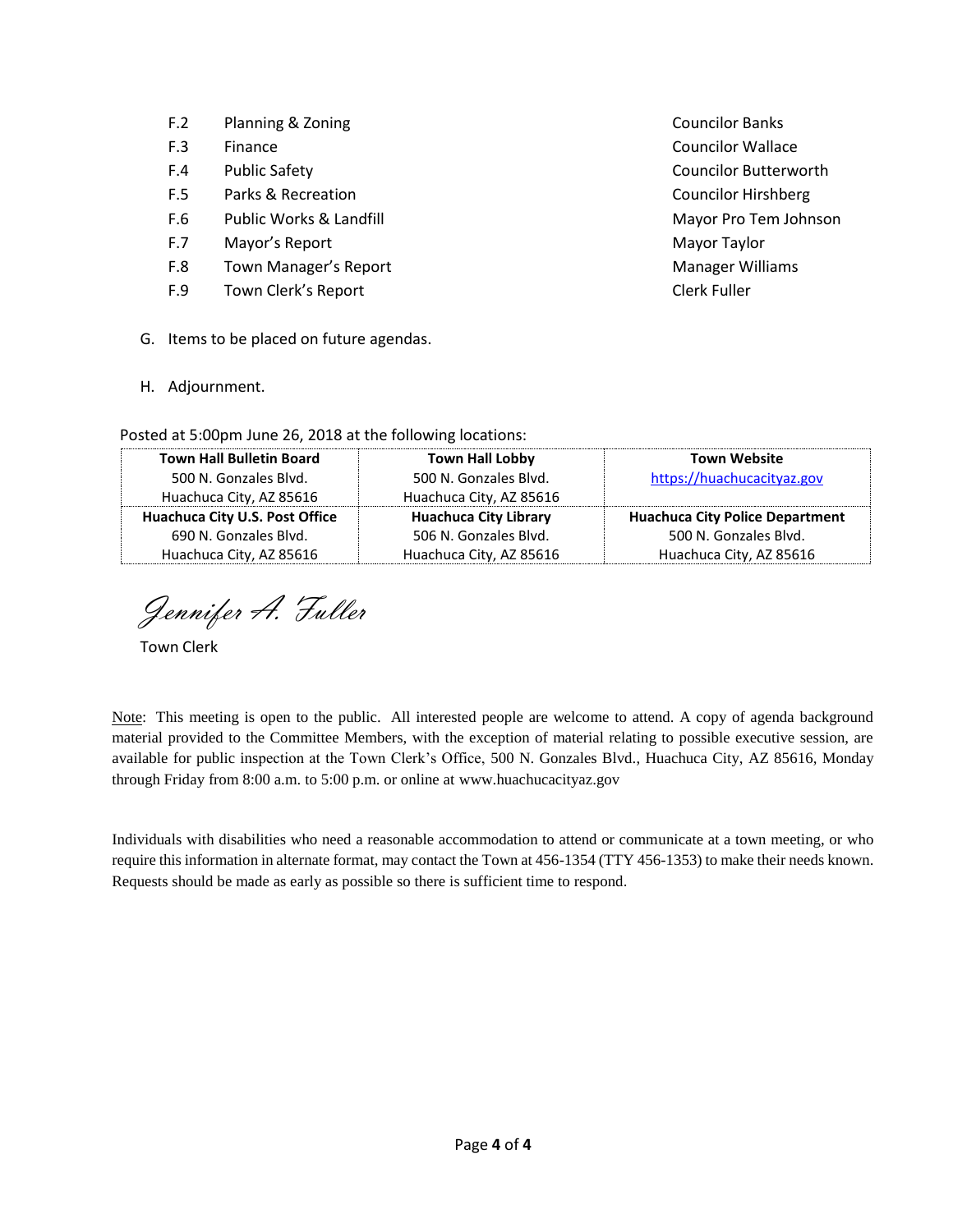| | | |
|---|---|---|
| F.2 | Planning & Zoning | Councilor Banks |
| F.3 | Finance | Councilor Wallace |
| F.4 | Public Safety | Councilor Butterworth |
| F.5 | Parks & Recreation | Councilor Hirshberg |
| F.6 | Public Works & Landfill | Mayor Pro Tem Johnson |
| F.7 | Mayor's Report | Mayor Taylor |
| F.8 | Town Manager's Report | Manager Williams |
| F.9 | Town Clerk's Report | Clerk Fuller |

G. Items to be placed on future agendas.

H. Adjournment.

Posted at 5:00pm June 26, 2018 at the following locations:

| | | |
|---|---|---|
| **Town Hall Bulletin Board**<br>500 N. Gonzales Blvd.<br>Huachuca City, AZ 85616 | **Town Hall Lobby**<br>500 N. Gonzales Blvd.<br>Huachuca City, AZ 85616 | **Town Website**<br>https://huachucacityaz.gov |
| **Huachuca City U.S. Post Office**<br>690 N. Gonzales Blvd.<br>Huachuca City, AZ 85616 | **Huachuca City Library**<br>506 N. Gonzales Blvd.<br>Huachuca City, AZ 85616 | **Huachuca City Police Department**<br>500 N. Gonzales Blvd.<br>Huachuca City, AZ 85616 |

*Jennifer A. Fuller*

Town Clerk

Note: This meeting is open to the public. All interested people are welcome to attend. A copy of agenda background material provided to the Committee Members, with the exception of material relating to possible executive session, are available for public inspection at the Town Clerk's Office, 500 N. Gonzales Blvd., Huachuca City, AZ 85616, Monday through Friday from 8:00 a.m. to 5:00 p.m. or online at www.huachucacityaz.gov

Individuals with disabilities who need a reasonable accommodation to attend or communicate at a town meeting, or who require this information in alternate format, may contact the Town at 456-1354 (TTY 456-1353) to make their needs known. Requests should be made as early as possible so there is sufficient time to respond.